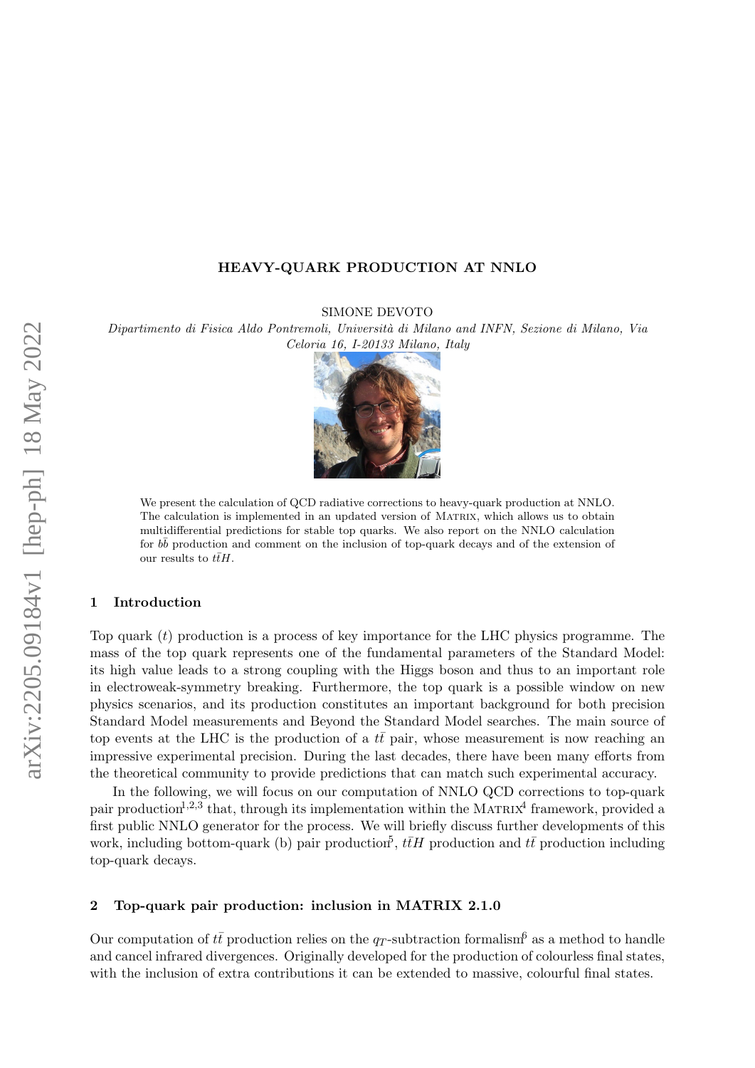# HEAVY-QUARK PRODUCTION AT NNLO

SIMONE DEVOTO

*Dipartimento di Fisica Aldo Pontremoli, Università di Milano and INFN, Sezione di Milano, Via Celoria 16, I-20133 Milano, Italy*

We present the calculation of QCD radiative corrections to heavy-quark production at NNLO. The calculation is implemented in an updated version of MATRIX, which allows us to obtain multidifferential predictions for stable top quarks. We also report on the NNLO calculation for $b\bar{b}$ production and comment on the inclusion of top-quark decays and of the extension of our results to $t\bar{t}H$.

## 1 Introduction

Top quark ($t$) production is a process of key importance for the LHC physics programme. The mass of the top quark represents one of the fundamental parameters of the Standard Model: its high value leads to a strong coupling with the Higgs boson and thus to an important role in electroweak-symmetry breaking. Furthermore, the top quark is a possible window on new physics scenarios, and its production constitutes an important background for both precision Standard Model measurements and Beyond the Standard Model searches. The main source of top events at the LHC is the production of a $t\bar{t}$ pair, whose measurement is now reaching an impressive experimental precision. During the last decades, there have been many efforts from the theoretical community to provide predictions that can match such experimental accuracy.

In the following, we will focus on our computation of NNLO QCD corrections to top-quark pair production[1,2,3] that, through its implementation within the MATRIX[4] framework, provided a first public NNLO generator for the process. We will briefly discuss further developments of this work, including bottom-quark (b) pair production[5], $t\bar{t}H$ production and $t\bar{t}$ production including top-quark decays.

## 2 Top-quark pair production: inclusion in MATRIX 2.1.0

Our computation of $t\bar{t}$ production relies on the $q_T$-subtraction formalism[6] as a method to handle and cancel infrared divergences. Originally developed for the production of colourless final states, with the inclusion of extra contributions it can be extended to massive, colourful final states.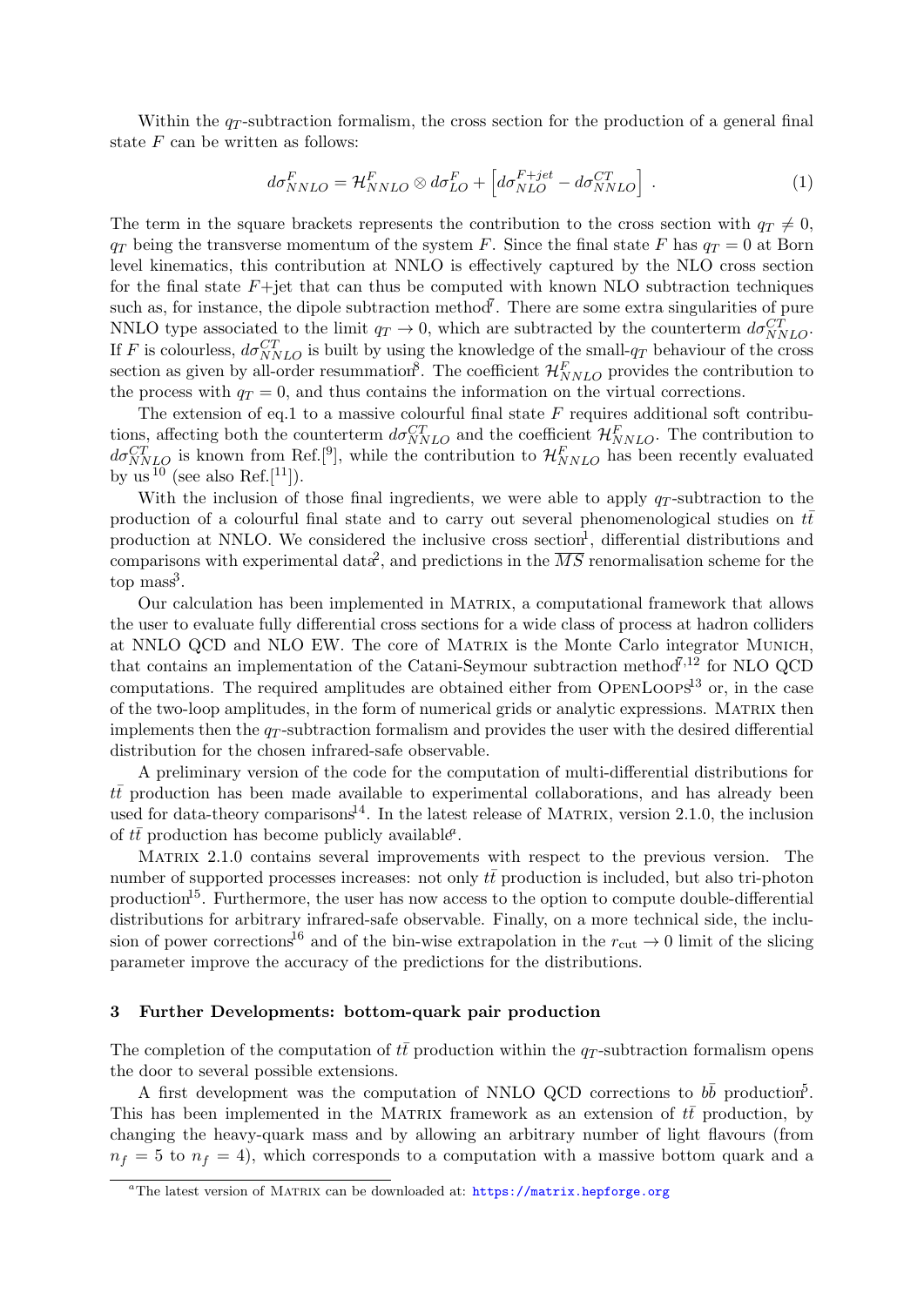Within the $q_T$-subtraction formalism, the cross section for the production of a general final state $F$ can be written as follows:

$$d\sigma^F_{NNLO} = \mathcal{H}^F_{NNLO} \otimes d\sigma^F_{LO} + \left[ d\sigma^{F+jet}_{NLO} - d\sigma^{CT}_{NNLO} \right] . \tag{1}$$

The term in the square brackets represents the contribution to the cross section with $q_T \neq 0$, $q_T$ being the transverse momentum of the system $F$. Since the final state $F$ has $q_T = 0$ at Born level kinematics, this contribution at NNLO is effectively captured by the NLO cross section for the final state $F$+jet that can thus be computed with known NLO subtraction techniques such as, for instance, the dipole subtraction method[7]. There are some extra singularities of pure NNLO type associated to the limit $q_T \to 0$, which are subtracted by the counterterm $d\sigma^{CT}_{NNLO}$. If $F$ is colourless, $d\sigma^{CT}_{NNLO}$ is built by using the knowledge of the small-$q_T$ behaviour of the cross section as given by all-order resummation[8]. The coefficient $\mathcal{H}^F_{NNLO}$ provides the contribution to the process with $q_T = 0$, and thus contains the information on the virtual corrections.

The extension of eq.1 to a massive colourful final state $F$ requires additional soft contributions, affecting both the counterterm $d\sigma^{CT}_{NNLO}$ and the coefficient $\mathcal{H}^F_{NNLO}$. The contribution to $d\sigma^{CT}_{NNLO}$ is known from Ref.[9], while the contribution to $\mathcal{H}^F_{NNLO}$ has been recently evaluated by us [10] (see also Ref.[11]).

With the inclusion of those final ingredients, we were able to apply $q_T$-subtraction to the production of a colourful final state and to carry out several phenomenological studies on $t\bar{t}$ production at NNLO. We considered the inclusive cross section[1], differential distributions and comparisons with experimental data[2], and predictions in the $\overline{MS}$ renormalisation scheme for the top mass[3].

Our calculation has been implemented in MATRIX, a computational framework that allows the user to evaluate fully differential cross sections for a wide class of process at hadron colliders at NNLO QCD and NLO EW. The core of MATRIX is the Monte Carlo integrator MUNICH, that contains an implementation of the Catani-Seymour subtraction method[7,12] for NLO QCD computations. The required amplitudes are obtained either from OPENLOOPS[13] or, in the case of the two-loop amplitudes, in the form of numerical grids or analytic expressions. MATRIX then implements then the $q_T$-subtraction formalism and provides the user with the desired differential distribution for the chosen infrared-safe observable.

A preliminary version of the code for the computation of multi-differential distributions for $t\bar{t}$ production has been made available to experimental collaborations, and has already been used for data-theory comparisons[14]. In the latest release of MATRIX, version 2.1.0, the inclusion of $t\bar{t}$ production has become publicly available[a].

MATRIX 2.1.0 contains several improvements with respect to the previous version. The number of supported processes increases: not only $t\bar{t}$ production is included, but also tri-photon production[15]. Furthermore, the user has now access to the option to compute double-differential distributions for arbitrary infrared-safe observable. Finally, on a more technical side, the inclusion of power corrections[16] and of the bin-wise extrapolation in the $r_{\rm cut} \to 0$ limit of the slicing parameter improve the accuracy of the predictions for the distributions.

## 3 Further Developments: bottom-quark pair production

The completion of the computation of $t\bar{t}$ production within the $q_T$-subtraction formalism opens the door to several possible extensions.

A first development was the computation of NNLO QCD corrections to $b\bar{b}$ production[5]. This has been implemented in the MATRIX framework as an extension of $t\bar{t}$ production, by changing the heavy-quark mass and by allowing an arbitrary number of light flavours (from $n_f = 5$ to $n_f = 4$), which corresponds to a computation with a massive bottom quark and a

[a] The latest version of MATRIX can be downloaded at: https://matrix.hepforge.org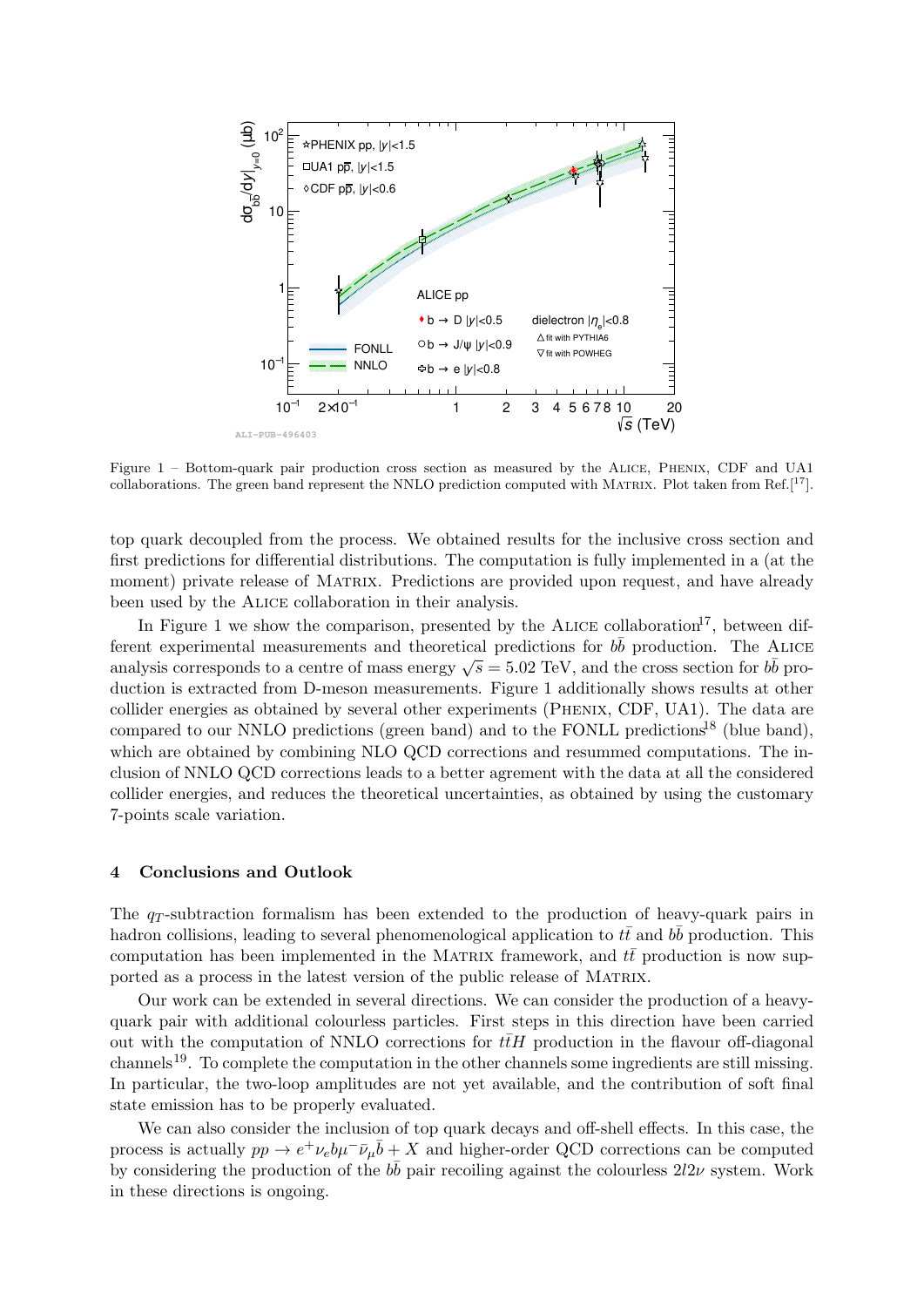dσ_{bb̄}/dy|_{y=0} (μb)

10^2

10

1

10^{-1}

10^{-1} 2×10^{-1} 1 2 3 4 5 6 7 8 10 20

√s (TeV)

☆PHENIX pp, |y|<1.5

□UA1 pp̄, |y|<1.5

◇CDF pp̄, |y|<0.6

ALICE pp

♦ b → D |y|<0.5

○ b → J/ψ |y|<0.9

⊕ b → e |y|<0.8

dielectron |η_e|<0.8

△ fit with PYTHIA6

▽ fit with POWHEG

FONLL

NNLO

ALI-PUB-496403

Figure 1 – Bottom-quark pair production cross section as measured by the ALICE, PHENIX, CDF and UA1 collaborations. The green band represent the NNLO prediction computed with MATRIX. Plot taken from Ref.[17].

top quark decoupled from the process. We obtained results for the inclusive cross section and first predictions for differential distributions. The computation is fully implemented in a (at the moment) private release of MATRIX. Predictions are provided upon request, and have already been used by the ALICE collaboration in their analysis.

In Figure 1 we show the comparison, presented by the ALICE collaboration[17], between different experimental measurements and theoretical predictions for $b\bar{b}$ production. The ALICE analysis corresponds to a centre of mass energy $\sqrt{s} = 5.02$ TeV, and the cross section for $b\bar{b}$ production is extracted from D-meson measurements. Figure 1 additionally shows results at other collider energies as obtained by several other experiments (PHENIX, CDF, UA1). The data are compared to our NNLO predictions (green band) and to the FONLL predictions[18] (blue band), which are obtained by combining NLO QCD corrections and resummed computations. The inclusion of NNLO QCD corrections leads to a better agrement with the data at all the considered collider energies, and reduces the theoretical uncertainties, as obtained by using the customary 7-points scale variation.

## 4 Conclusions and Outlook

The $q_T$-subtraction formalism has been extended to the production of heavy-quark pairs in hadron collisions, leading to several phenomenological application to $t\bar{t}$ and $b\bar{b}$ production. This computation has been implemented in the MATRIX framework, and $t\bar{t}$ production is now supported as a process in the latest version of the public release of MATRIX.

Our work can be extended in several directions. We can consider the production of a heavy-quark pair with additional colourless particles. First steps in this direction have been carried out with the computation of NNLO corrections for $t\bar{t}H$ production in the flavour off-diagonal channels[19]. To complete the computation in the other channels some ingredients are still missing. In particular, the two-loop amplitudes are not yet available, and the contribution of soft final state emission has to be properly evaluated.

We can also consider the inclusion of top quark decays and off-shell effects. In this case, the process is actually $pp \to e^+\nu_e b \mu^- \bar{\nu}_\mu \bar{b} + X$ and higher-order QCD corrections can be computed by considering the production of the $b\bar{b}$ pair recoiling against the colourless $2l2\nu$ system. Work in these directions is ongoing.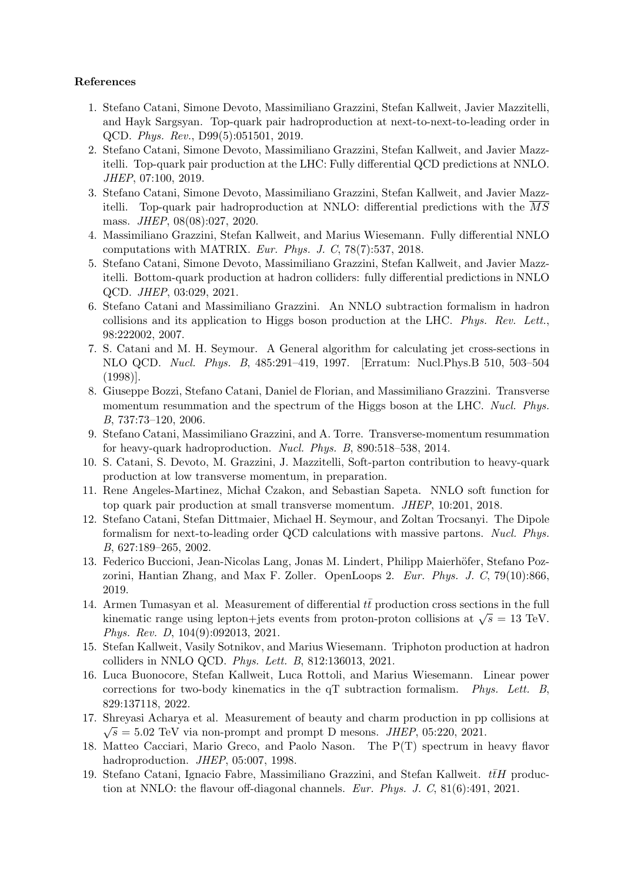**References**

1. Stefano Catani, Simone Devoto, Massimiliano Grazzini, Stefan Kallweit, Javier Mazzitelli, and Hayk Sargsyan. Top-quark pair hadroproduction at next-to-next-to-leading order in QCD. *Phys. Rev.*, D99(5):051501, 2019.
2. Stefano Catani, Simone Devoto, Massimiliano Grazzini, Stefan Kallweit, and Javier Mazzitelli. Top-quark pair production at the LHC: Fully differential QCD predictions at NNLO. *JHEP*, 07:100, 2019.
3. Stefano Catani, Simone Devoto, Massimiliano Grazzini, Stefan Kallweit, and Javier Mazzitelli. Top-quark pair hadroproduction at NNLO: differential predictions with the $\overline{MS}$ mass. *JHEP*, 08(08):027, 2020.
4. Massimiliano Grazzini, Stefan Kallweit, and Marius Wiesemann. Fully differential NNLO computations with MATRIX. *Eur. Phys. J. C*, 78(7):537, 2018.
5. Stefano Catani, Simone Devoto, Massimiliano Grazzini, Stefan Kallweit, and Javier Mazzitelli. Bottom-quark production at hadron colliders: fully differential predictions in NNLO QCD. *JHEP*, 03:029, 2021.
6. Stefano Catani and Massimiliano Grazzini. An NNLO subtraction formalism in hadron collisions and its application to Higgs boson production at the LHC. *Phys. Rev. Lett.*, 98:222002, 2007.
7. S. Catani and M. H. Seymour. A General algorithm for calculating jet cross-sections in NLO QCD. *Nucl. Phys. B*, 485:291–419, 1997. [Erratum: Nucl.Phys.B 510, 503–504 (1998)].
8. Giuseppe Bozzi, Stefano Catani, Daniel de Florian, and Massimiliano Grazzini. Transverse momentum resummation and the spectrum of the Higgs boson at the LHC. *Nucl. Phys. B*, 737:73–120, 2006.
9. Stefano Catani, Massimiliano Grazzini, and A. Torre. Transverse-momentum resummation for heavy-quark hadroproduction. *Nucl. Phys. B*, 890:518–538, 2014.
10. S. Catani, S. Devoto, M. Grazzini, J. Mazzitelli, Soft-parton contribution to heavy-quark production at low transverse momentum, in preparation.
11. Rene Angeles-Martinez, Michał Czakon, and Sebastian Sapeta. NNLO soft function for top quark pair production at small transverse momentum. *JHEP*, 10:201, 2018.
12. Stefano Catani, Stefan Dittmaier, Michael H. Seymour, and Zoltan Trocsanyi. The Dipole formalism for next-to-leading order QCD calculations with massive partons. *Nucl. Phys. B*, 627:189–265, 2002.
13. Federico Buccioni, Jean-Nicolas Lang, Jonas M. Lindert, Philipp Maierhöfer, Stefano Pozzorini, Hantian Zhang, and Max F. Zoller. OpenLoops 2. *Eur. Phys. J. C*, 79(10):866, 2019.
14. Armen Tumasyan et al. Measurement of differential $t\bar{t}$ production cross sections in the full kinematic range using lepton+jets events from proton-proton collisions at $\sqrt{s} = 13$ TeV. *Phys. Rev. D*, 104(9):092013, 2021.
15. Stefan Kallweit, Vasily Sotnikov, and Marius Wiesemann. Triphoton production at hadron colliders in NNLO QCD. *Phys. Lett. B*, 812:136013, 2021.
16. Luca Buonocore, Stefan Kallweit, Luca Rottoli, and Marius Wiesemann. Linear power corrections for two-body kinematics in the qT subtraction formalism. *Phys. Lett. B*, 829:137118, 2022.
17. Shreyasi Acharya et al. Measurement of beauty and charm production in pp collisions at $\sqrt{s} = 5.02$ TeV via non-prompt and prompt D mesons. *JHEP*, 05:220, 2021.
18. Matteo Cacciari, Mario Greco, and Paolo Nason. The P(T) spectrum in heavy flavor hadroproduction. *JHEP*, 05:007, 1998.
19. Stefano Catani, Ignacio Fabre, Massimiliano Grazzini, and Stefan Kallweit. $t\bar{t}H$ production at NNLO: the flavour off-diagonal channels. *Eur. Phys. J. C*, 81(6):491, 2021.